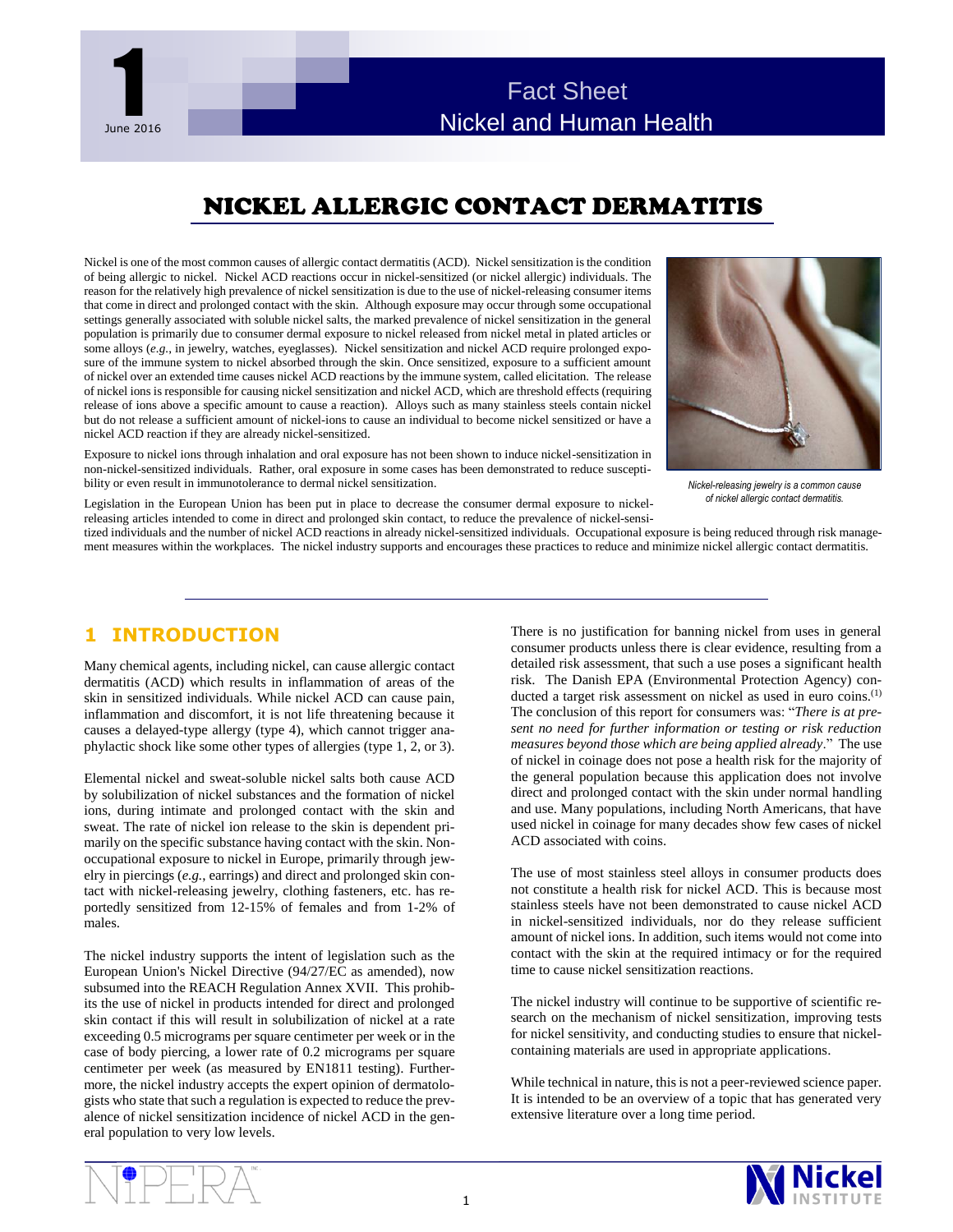Fact Sheet
Nickel and Human Health

1

June 2016

# NICKEL ALLERGIC CONTACT DERMATITIS

Nickel is one of the most common causes of allergic contact dermatitis (ACD). Nickel sensitization is the condition of being allergic to nickel. Nickel ACD reactions occur in nickel-sensitized (or nickel allergic) individuals. The reason for the relatively high prevalence of nickel sensitization is due to the use of nickel-releasing consumer items that come in direct and prolonged contact with the skin. Although exposure may occur through some occupational settings generally associated with soluble nickel salts, the marked prevalence of nickel sensitization in the general population is primarily due to consumer dermal exposure to nickel released from nickel metal in plated articles or some alloys (*e.g.*, in jewelry, watches, eyeglasses). Nickel sensitization and nickel ACD require prolonged exposure of the immune system to nickel absorbed through the skin. Once sensitized, exposure to a sufficient amount of nickel over an extended time causes nickel ACD reactions by the immune system, called elicitation. The release of nickel ions is responsible for causing nickel sensitization and nickel ACD, which are threshold effects (requiring release of ions above a specific amount to cause a reaction). Alloys such as many stainless steels contain nickel but do not release a sufficient amount of nickel-ions to cause an individual to become nickel sensitized or have a nickel ACD reaction if they are already nickel-sensitized.

Exposure to nickel ions through inhalation and oral exposure has not been shown to induce nickel-sensitization in non-nickel-sensitized individuals. Rather, oral exposure in some cases has been demonstrated to reduce susceptibility or even result in immunotolerance to dermal nickel sensitization.

*Nickel-releasing jewelry is a common cause of nickel allergic contact dermatitis.*

Legislation in the European Union has been put in place to decrease the consumer dermal exposure to nickel-releasing articles intended to come in direct and prolonged skin contact, to reduce the prevalence of nickel-sensitized individuals and the number of nickel ACD reactions in already nickel-sensitized individuals. Occupational exposure is being reduced through risk management measures within the workplaces. The nickel industry supports and encourages these practices to reduce and minimize nickel allergic contact dermatitis.

## 1 INTRODUCTION

Many chemical agents, including nickel, can cause allergic contact dermatitis (ACD) which results in inflammation of areas of the skin in sensitized individuals. While nickel ACD can cause pain, inflammation and discomfort, it is not life threatening because it causes a delayed-type allergy (type 4), which cannot trigger anaphylactic shock like some other types of allergies (type 1, 2, or 3).

Elemental nickel and sweat-soluble nickel salts both cause ACD by solubilization of nickel substances and the formation of nickel ions, during intimate and prolonged contact with the skin and sweat. The rate of nickel ion release to the skin is dependent primarily on the specific substance having contact with the skin. Non-occupational exposure to nickel in Europe, primarily through jewelry in piercings (*e.g.*, earrings) and direct and prolonged skin contact with nickel-releasing jewelry, clothing fasteners, etc. has reportedly sensitized from 12-15% of females and from 1-2% of males.

The nickel industry supports the intent of legislation such as the European Union's Nickel Directive (94/27/EC as amended), now subsumed into the REACH Regulation Annex XVII. This prohibits the use of nickel in products intended for direct and prolonged skin contact if this will result in solubilization of nickel at a rate exceeding 0.5 micrograms per square centimeter per week or in the case of body piercing, a lower rate of 0.2 micrograms per square centimeter per week (as measured by EN1811 testing). Furthermore, the nickel industry accepts the expert opinion of dermatologists who state that such a regulation is expected to reduce the prevalence of nickel sensitization incidence of nickel ACD in the general population to very low levels.

There is no justification for banning nickel from uses in general consumer products unless there is clear evidence, resulting from a detailed risk assessment, that such a use poses a significant health risk. The Danish EPA (Environmental Protection Agency) conducted a target risk assessment on nickel as used in euro coins.(1) The conclusion of this report for consumers was: "*There is at present no need for further information or testing or risk reduction measures beyond those which are being applied already*." The use of nickel in coinage does not pose a health risk for the majority of the general population because this application does not involve direct and prolonged contact with the skin under normal handling and use. Many populations, including North Americans, that have used nickel in coinage for many decades show few cases of nickel ACD associated with coins.

The use of most stainless steel alloys in consumer products does not constitute a health risk for nickel ACD. This is because most stainless steels have not been demonstrated to cause nickel ACD in nickel-sensitized individuals, nor do they release sufficient amount of nickel ions. In addition, such items would not come into contact with the skin at the required intimacy or for the required time to cause nickel sensitization reactions.

The nickel industry will continue to be supportive of scientific research on the mechanism of nickel sensitization, improving tests for nickel sensitivity, and conducting studies to ensure that nickel-containing materials are used in appropriate applications.

While technical in nature, this is not a peer-reviewed science paper. It is intended to be an overview of a topic that has generated very extensive literature over a long time period.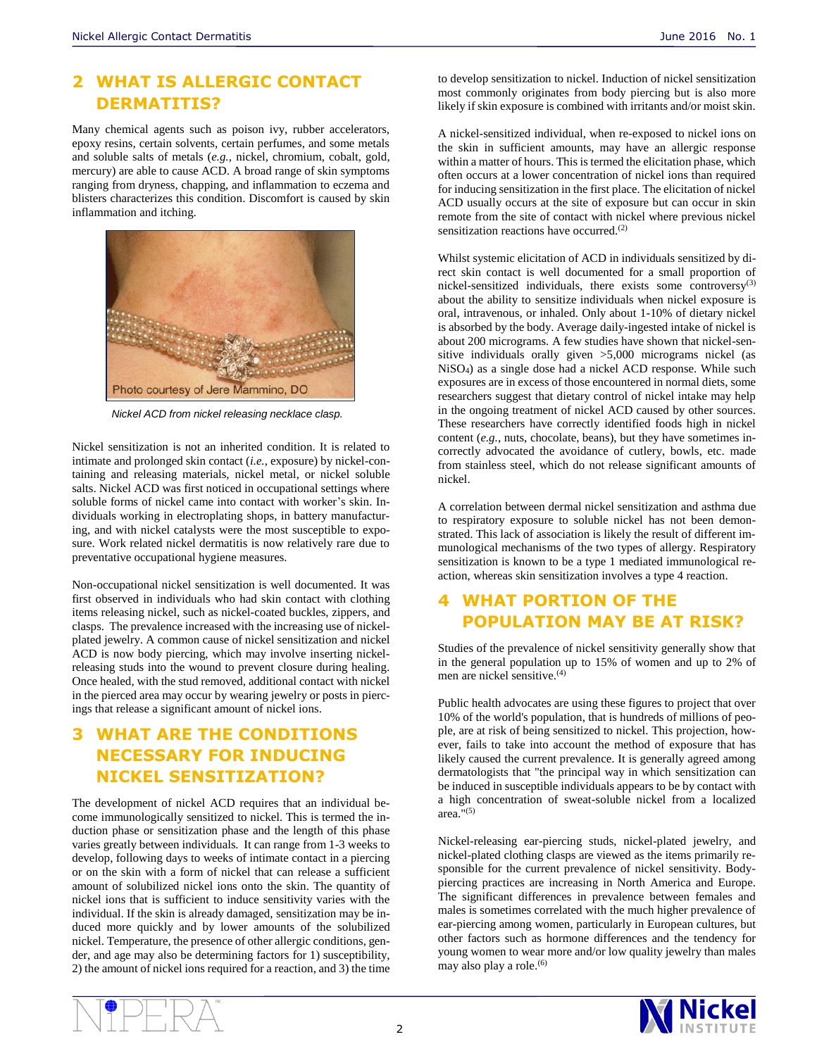## 2 WHAT IS ALLERGIC CONTACT DERMATITIS?

Many chemical agents such as poison ivy, rubber accelerators, epoxy resins, certain solvents, certain perfumes, and some metals and soluble salts of metals (*e.g.*, nickel, chromium, cobalt, gold, mercury) are able to cause ACD. A broad range of skin symptoms ranging from dryness, chapping, and inflammation to eczema and blisters characterizes this condition. Discomfort is caused by skin inflammation and itching.

Photo courtesy of Jere Mammino, DO

*Nickel ACD from nickel releasing necklace clasp.*

Nickel sensitization is not an inherited condition. It is related to intimate and prolonged skin contact (*i.e.*, exposure) by nickel-containing and releasing materials, nickel metal, or nickel soluble salts. Nickel ACD was first noticed in occupational settings where soluble forms of nickel came into contact with worker's skin. Individuals working in electroplating shops, in battery manufacturing, and with nickel catalysts were the most susceptible to exposure. Work related nickel dermatitis is now relatively rare due to preventative occupational hygiene measures.

Non-occupational nickel sensitization is well documented. It was first observed in individuals who had skin contact with clothing items releasing nickel, such as nickel-coated buckles, zippers, and clasps. The prevalence increased with the increasing use of nickel-plated jewelry. A common cause of nickel sensitization and nickel ACD is now body piercing, which may involve inserting nickel-releasing studs into the wound to prevent closure during healing. Once healed, with the stud removed, additional contact with nickel in the pierced area may occur by wearing jewelry or posts in piercings that release a significant amount of nickel ions.

## 3 WHAT ARE THE CONDITIONS NECESSARY FOR INDUCING NICKEL SENSITIZATION?

The development of nickel ACD requires that an individual become immunologically sensitized to nickel. This is termed the induction phase or sensitization phase and the length of this phase varies greatly between individuals. It can range from 1-3 weeks to develop, following days to weeks of intimate contact in a piercing or on the skin with a form of nickel that can release a sufficient amount of solubilized nickel ions onto the skin. The quantity of nickel ions that is sufficient to induce sensitivity varies with the individual. If the skin is already damaged, sensitization may be induced more quickly and by lower amounts of the solubilized nickel. Temperature, the presence of other allergic conditions, gender, and age may also be determining factors for 1) susceptibility, 2) the amount of nickel ions required for a reaction, and 3) the time to develop sensitization to nickel. Induction of nickel sensitization most commonly originates from body piercing but is also more likely if skin exposure is combined with irritants and/or moist skin.

A nickel-sensitized individual, when re-exposed to nickel ions on the skin in sufficient amounts, may have an allergic response within a matter of hours. This is termed the elicitation phase, which often occurs at a lower concentration of nickel ions than required for inducing sensitization in the first place. The elicitation of nickel ACD usually occurs at the site of exposure but can occur in skin remote from the site of contact with nickel where previous nickel sensitization reactions have occurred.[2]

Whilst systemic elicitation of ACD in individuals sensitized by direct skin contact is well documented for a small proportion of nickel-sensitized individuals, there exists some controversy[3] about the ability to sensitize individuals when nickel exposure is oral, intravenous, or inhaled. Only about 1-10% of dietary nickel is absorbed by the body. Average daily-ingested intake of nickel is about 200 micrograms. A few studies have shown that nickel-sensitive individuals orally given >5,000 micrograms nickel (as $NiSO_4$) as a single dose had a nickel ACD response. While such exposures are in excess of those encountered in normal diets, some researchers suggest that dietary control of nickel intake may help in the ongoing treatment of nickel ACD caused by other sources. These researchers have correctly identified foods high in nickel content (*e.g.*, nuts, chocolate, beans), but they have sometimes incorrectly advocated the avoidance of cutlery, bowls, etc. made from stainless steel, which do not release significant amounts of nickel.

A correlation between dermal nickel sensitization and asthma due to respiratory exposure to soluble nickel has not been demonstrated. This lack of association is likely the result of different immunological mechanisms of the two types of allergy. Respiratory sensitization is known to be a type 1 mediated immunological reaction, whereas skin sensitization involves a type 4 reaction.

## 4 WHAT PORTION OF THE POPULATION MAY BE AT RISK?

Studies of the prevalence of nickel sensitivity generally show that in the general population up to 15% of women and up to 2% of men are nickel sensitive.[4]

Public health advocates are using these figures to project that over 10% of the world's population, that is hundreds of millions of people, are at risk of being sensitized to nickel. This projection, however, fails to take into account the method of exposure that has likely caused the current prevalence. It is generally agreed among dermatologists that "the principal way in which sensitization can be induced in susceptible individuals appears to be by contact with a high concentration of sweat-soluble nickel from a localized area."[5]

Nickel-releasing ear-piercing studs, nickel-plated jewelry, and nickel-plated clothing clasps are viewed as the items primarily responsible for the current prevalence of nickel sensitivity. Body-piercing practices are increasing in North America and Europe. The significant differences in prevalence between females and males is sometimes correlated with the much higher prevalence of ear-piercing among women, particularly in European cultures, but other factors such as hormone differences and the tendency for young women to wear more and/or low quality jewelry than males may also play a role.[6]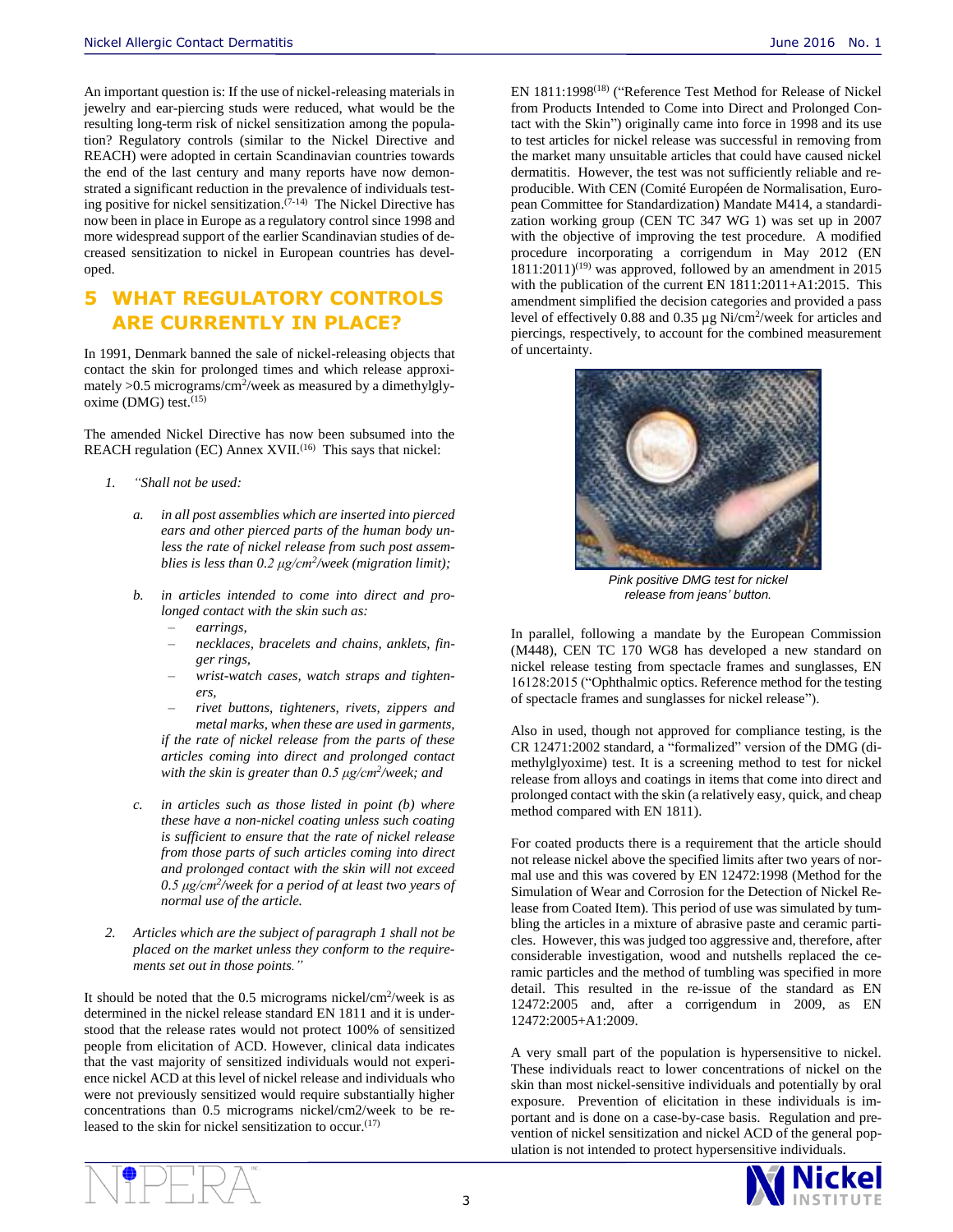An important question is: If the use of nickel-releasing materials in jewelry and ear-piercing studs were reduced, what would be the resulting long-term risk of nickel sensitization among the population? Regulatory controls (similar to the Nickel Directive and REACH) were adopted in certain Scandinavian countries towards the end of the last century and many reports have now demonstrated a significant reduction in the prevalence of individuals testing positive for nickel sensitization.[7-14] The Nickel Directive has now been in place in Europe as a regulatory control since 1998 and more widespread support of the earlier Scandinavian studies of decreased sensitization to nickel in European countries has developed.

# 5 WHAT REGULATORY CONTROLS ARE CURRENTLY IN PLACE?

In 1991, Denmark banned the sale of nickel-releasing objects that contact the skin for prolonged times and which release approximately >0.5 micrograms/cm$^2$/week as measured by a dimethylglyoxime (DMG) test.[15]

The amended Nickel Directive has now been subsumed into the REACH regulation (EC) Annex XVII.[16] This says that nickel:

1. *"Shall not be used:*

   a. *in all post assemblies which are inserted into pierced ears and other pierced parts of the human body unless the rate of nickel release from such post assemblies is less than 0.2 μg/cm$^2$/week (migration limit);*

   b. *in articles intended to come into direct and prolonged contact with the skin such as:*
      - *earrings,*
      - *necklaces, bracelets and chains, anklets, finger rings,*
      - *wrist-watch cases, watch straps and tighteners,*
      - *rivet buttons, tighteners, rivets, zippers and metal marks, when these are used in garments,*

      *if the rate of nickel release from the parts of these articles coming into direct and prolonged contact with the skin is greater than 0.5 μg/cm$^2$/week; and*

   c. *in articles such as those listed in point (b) where these have a non-nickel coating unless such coating is sufficient to ensure that the rate of nickel release from those parts of such articles coming into direct and prolonged contact with the skin will not exceed 0.5 μg/cm$^2$/week for a period of at least two years of normal use of the article.*

2. *Articles which are the subject of paragraph 1 shall not be placed on the market unless they conform to the requirements set out in those points."*

It should be noted that the 0.5 micrograms nickel/cm$^2$/week is as determined in the nickel release standard EN 1811 and it is understood that the release rates would not protect 100% of sensitized people from elicitation of ACD. However, clinical data indicates that the vast majority of sensitized individuals would not experience nickel ACD at this level of nickel release and individuals who were not previously sensitized would require substantially higher concentrations than 0.5 micrograms nickel/cm2/week to be released to the skin for nickel sensitization to occur.[17]

EN 1811:1998[18] ("Reference Test Method for Release of Nickel from Products Intended to Come into Direct and Prolonged Contact with the Skin") originally came into force in 1998 and its use to test articles for nickel release was successful in removing from the market many unsuitable articles that could have caused nickel dermatitis. However, the test was not sufficiently reliable and reproducible. With CEN (Comité Européen de Normalisation, European Committee for Standardization) Mandate M414, a standardization working group (CEN TC 347 WG 1) was set up in 2007 with the objective of improving the test procedure. A modified procedure incorporating a corrigendum in May 2012 (EN 1811:2011)[19] was approved, followed by an amendment in 2015 with the publication of the current EN 1811:2011+A1:2015. This amendment simplified the decision categories and provided a pass level of effectively 0.88 and 0.35 µg Ni/cm$^2$/week for articles and piercings, respectively, to account for the combined measurement of uncertainty.

*Pink positive DMG test for nickel release from jeans' button.*

In parallel, following a mandate by the European Commission (M448), CEN TC 170 WG8 has developed a new standard on nickel release testing from spectacle frames and sunglasses, EN 16128:2015 ("Ophthalmic optics. Reference method for the testing of spectacle frames and sunglasses for nickel release").

Also in used, though not approved for compliance testing, is the CR 12471:2002 standard, a "formalized" version of the DMG (dimethylglyoxime) test. It is a screening method to test for nickel release from alloys and coatings in items that come into direct and prolonged contact with the skin (a relatively easy, quick, and cheap method compared with EN 1811).

For coated products there is a requirement that the article should not release nickel above the specified limits after two years of normal use and this was covered by EN 12472:1998 (Method for the Simulation of Wear and Corrosion for the Detection of Nickel Release from Coated Item). This period of use was simulated by tumbling the articles in a mixture of abrasive paste and ceramic particles. However, this was judged too aggressive and, therefore, after considerable investigation, wood and nutshells replaced the ceramic particles and the method of tumbling was specified in more detail. This resulted in the re-issue of the standard as EN 12472:2005 and, after a corrigendum in 2009, as EN 12472:2005+A1:2009.

A very small part of the population is hypersensitive to nickel. These individuals react to lower concentrations of nickel on the skin than most nickel-sensitive individuals and potentially by oral exposure. Prevention of elicitation in these individuals is important and is done on a case-by-case basis. Regulation and prevention of nickel sensitization and nickel ACD of the general population is not intended to protect hypersensitive individuals.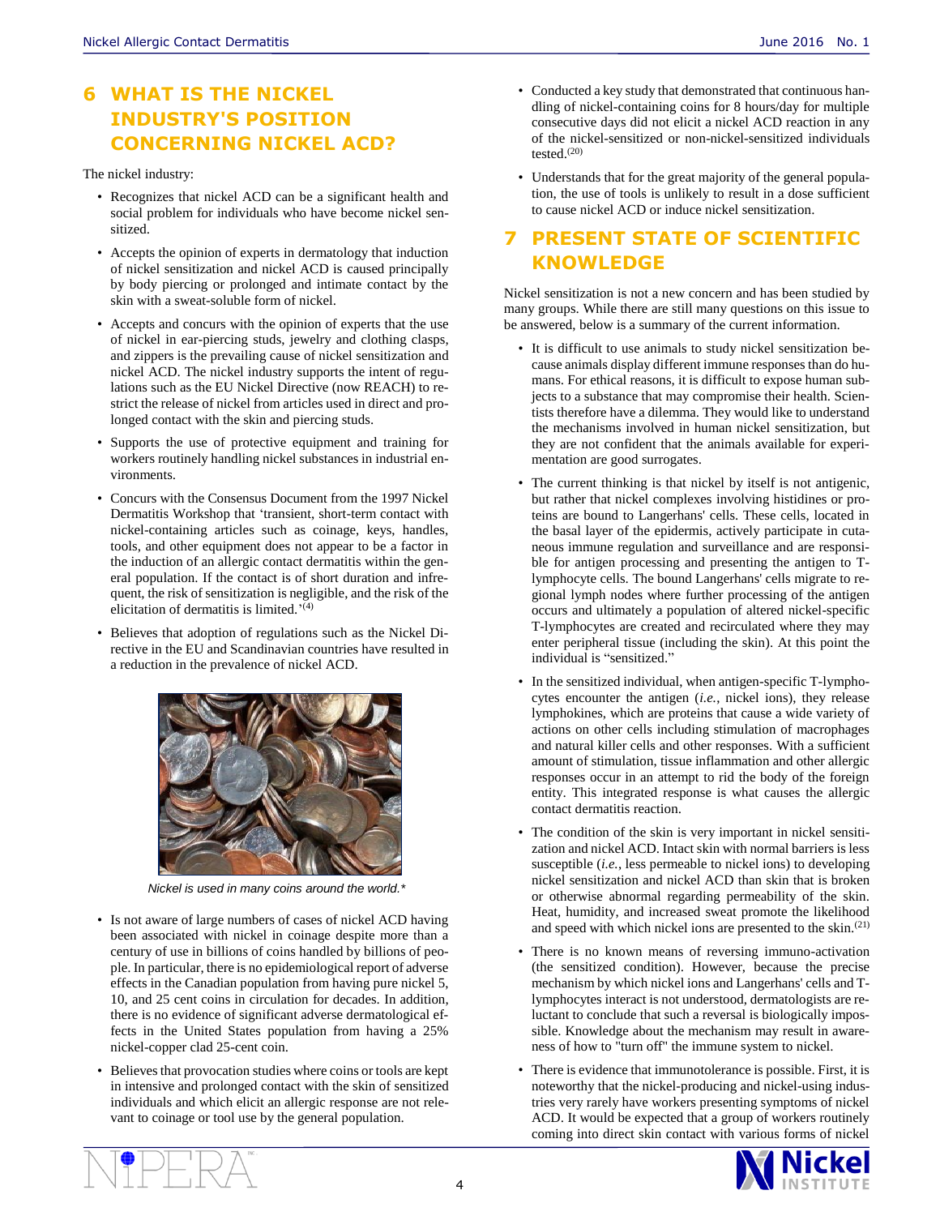## 6 WHAT IS THE NICKEL INDUSTRY'S POSITION CONCERNING NICKEL ACD?

The nickel industry:

- Recognizes that nickel ACD can be a significant health and social problem for individuals who have become nickel sensitized.
- Accepts the opinion of experts in dermatology that induction of nickel sensitization and nickel ACD is caused principally by body piercing or prolonged and intimate contact by the skin with a sweat-soluble form of nickel.
- Accepts and concurs with the opinion of experts that the use of nickel in ear-piercing studs, jewelry and clothing clasps, and zippers is the prevailing cause of nickel sensitization and nickel ACD. The nickel industry supports the intent of regulations such as the EU Nickel Directive (now REACH) to restrict the release of nickel from articles used in direct and prolonged contact with the skin and piercing studs.
- Supports the use of protective equipment and training for workers routinely handling nickel substances in industrial environments.
- Concurs with the Consensus Document from the 1997 Nickel Dermatitis Workshop that 'transient, short-term contact with nickel-containing articles such as coinage, keys, handles, tools, and other equipment does not appear to be a factor in the induction of an allergic contact dermatitis within the general population. If the contact is of short duration and infrequent, the risk of sensitization is negligible, and the risk of the elicitation of dermatitis is limited.'[4]
- Believes that adoption of regulations such as the Nickel Directive in the EU and Scandinavian countries have resulted in a reduction in the prevalence of nickel ACD.

*Nickel is used in many coins around the world.**

- Is not aware of large numbers of cases of nickel ACD having been associated with nickel in coinage despite more than a century of use in billions of coins handled by billions of people. In particular, there is no epidemiological report of adverse effects in the Canadian population from having pure nickel 5, 10, and 25 cent coins in circulation for decades. In addition, there is no evidence of significant adverse dermatological effects in the United States population from having a 25% nickel-copper clad 25-cent coin.
- Believes that provocation studies where coins or tools are kept in intensive and prolonged contact with the skin of sensitized individuals and which elicit an allergic response are not relevant to coinage or tool use by the general population.
- Conducted a key study that demonstrated that continuous handling of nickel-containing coins for 8 hours/day for multiple consecutive days did not elicit a nickel ACD reaction in any of the nickel-sensitized or non-nickel-sensitized individuals tested.[20]
- Understands that for the great majority of the general population, the use of tools is unlikely to result in a dose sufficient to cause nickel ACD or induce nickel sensitization.

## 7 PRESENT STATE OF SCIENTIFIC KNOWLEDGE

Nickel sensitization is not a new concern and has been studied by many groups. While there are still many questions on this issue to be answered, below is a summary of the current information.

- It is difficult to use animals to study nickel sensitization because animals display different immune responses than do humans. For ethical reasons, it is difficult to expose human subjects to a substance that may compromise their health. Scientists therefore have a dilemma. They would like to understand the mechanisms involved in human nickel sensitization, but they are not confident that the animals available for experimentation are good surrogates.
- The current thinking is that nickel by itself is not antigenic, but rather that nickel complexes involving histidines or proteins are bound to Langerhans' cells. These cells, located in the basal layer of the epidermis, actively participate in cutaneous immune regulation and surveillance and are responsible for antigen processing and presenting the antigen to T-lymphocyte cells. The bound Langerhans' cells migrate to regional lymph nodes where further processing of the antigen occurs and ultimately a population of altered nickel-specific T-lymphocytes are created and recirculated where they may enter peripheral tissue (including the skin). At this point the individual is "sensitized."
- In the sensitized individual, when antigen-specific T-lymphocytes encounter the antigen (*i.e.*, nickel ions), they release lymphokines, which are proteins that cause a wide variety of actions on other cells including stimulation of macrophages and natural killer cells and other responses. With a sufficient amount of stimulation, tissue inflammation and other allergic responses occur in an attempt to rid the body of the foreign entity. This integrated response is what causes the allergic contact dermatitis reaction.
- The condition of the skin is very important in nickel sensitization and nickel ACD. Intact skin with normal barriers is less susceptible (*i.e.*, less permeable to nickel ions) to developing nickel sensitization and nickel ACD than skin that is broken or otherwise abnormal regarding permeability of the skin. Heat, humidity, and increased sweat promote the likelihood and speed with which nickel ions are presented to the skin.[21]
- There is no known means of reversing immuno-activation (the sensitized condition). However, because the precise mechanism by which nickel ions and Langerhans' cells and T-lymphocytes interact is not understood, dermatologists are reluctant to conclude that such a reversal is biologically impossible. Knowledge about the mechanism may result in awareness of how to "turn off" the immune system to nickel.
- There is evidence that immunotolerance is possible. First, it is noteworthy that the nickel-producing and nickel-using industries very rarely have workers presenting symptoms of nickel ACD. It would be expected that a group of workers routinely coming into direct skin contact with various forms of nickel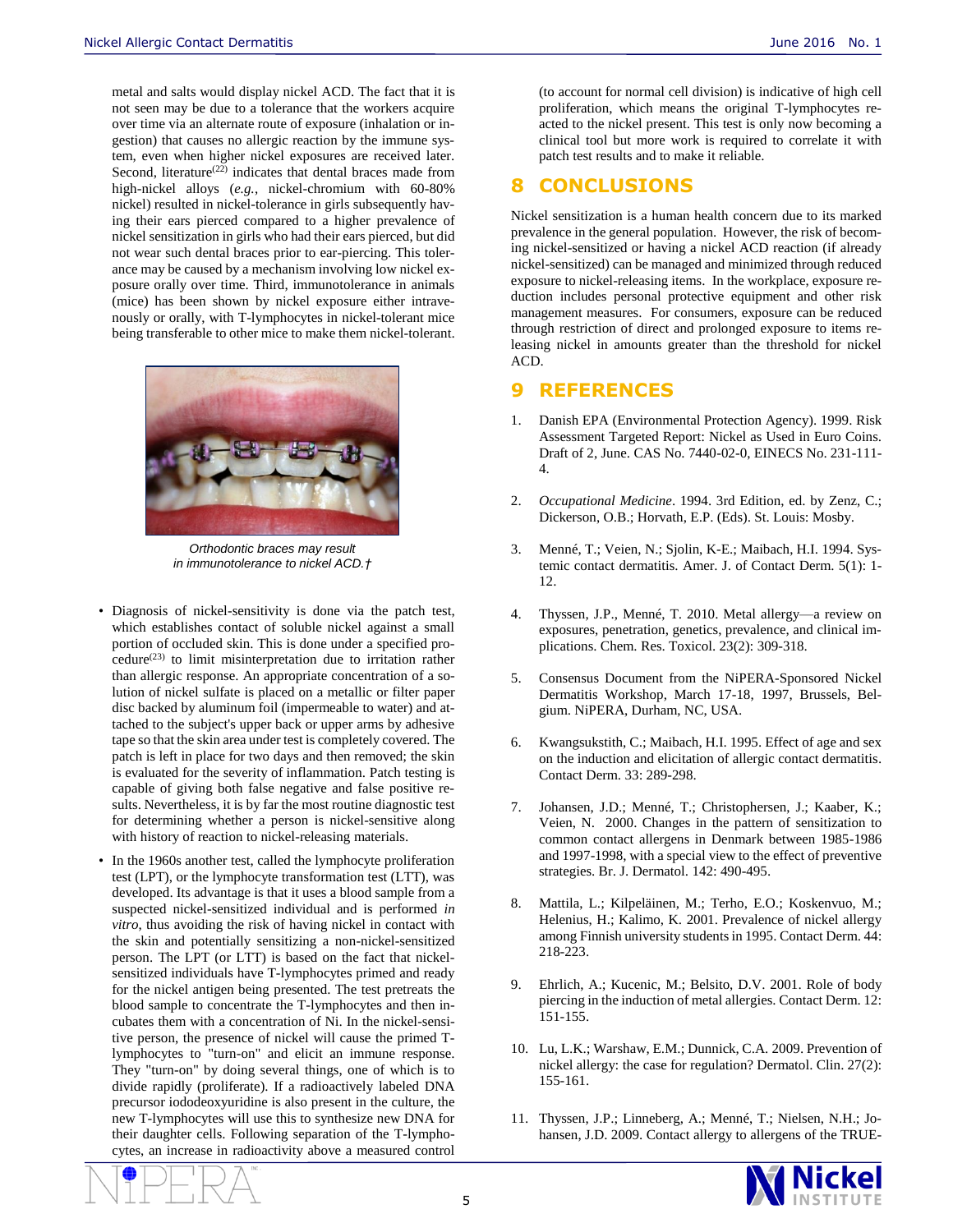metal and salts would display nickel ACD. The fact that it is not seen may be due to a tolerance that the workers acquire over time via an alternate route of exposure (inhalation or ingestion) that causes no allergic reaction by the immune system, even when higher nickel exposures are received later. Second, literature[22] indicates that dental braces made from high-nickel alloys (*e.g.*, nickel-chromium with 60-80% nickel) resulted in nickel-tolerance in girls subsequently having their ears pierced compared to a higher prevalence of nickel sensitization in girls who had their ears pierced, but did not wear such dental braces prior to ear-piercing. This tolerance may be caused by a mechanism involving low nickel exposure orally over time. Third, immunotolerance in animals (mice) has been shown by nickel exposure either intravenously or orally, with T-lymphocytes in nickel-tolerant mice being transferable to other mice to make them nickel-tolerant.

*Orthodontic braces may result in immunotolerance to nickel ACD.†*

- Diagnosis of nickel-sensitivity is done via the patch test, which establishes contact of soluble nickel against a small portion of occluded skin. This is done under a specified procedure[23] to limit misinterpretation due to irritation rather than allergic response. An appropriate concentration of a solution of nickel sulfate is placed on a metallic or filter paper disc backed by aluminum foil (impermeable to water) and attached to the subject's upper back or upper arms by adhesive tape so that the skin area under test is completely covered. The patch is left in place for two days and then removed; the skin is evaluated for the severity of inflammation. Patch testing is capable of giving both false negative and false positive results. Nevertheless, it is by far the most routine diagnostic test for determining whether a person is nickel-sensitive along with history of reaction to nickel-releasing materials.
- In the 1960s another test, called the lymphocyte proliferation test (LPT), or the lymphocyte transformation test (LTT), was developed. Its advantage is that it uses a blood sample from a suspected nickel-sensitized individual and is performed *in vitro*, thus avoiding the risk of having nickel in contact with the skin and potentially sensitizing a non-nickel-sensitized person. The LPT (or LTT) is based on the fact that nickel-sensitized individuals have T-lymphocytes primed and ready for the nickel antigen being presented. The test pretreats the blood sample to concentrate the T-lymphocytes and then incubates them with a concentration of Ni. In the nickel-sensitive person, the presence of nickel will cause the primed T-lymphocytes to "turn-on" and elicit an immune response. They "turn-on" by doing several things, one of which is to divide rapidly (proliferate). If a radioactively labeled DNA precursor iododeoxyuridine is also present in the culture, the new T-lymphocytes will use this to synthesize new DNA for their daughter cells. Following separation of the T-lymphocytes, an increase in radioactivity above a measured control (to account for normal cell division) is indicative of high cell proliferation, which means the original T-lymphocytes reacted to the nickel present. This test is only now becoming a clinical tool but more work is required to correlate it with patch test results and to make it reliable.

## 8 CONCLUSIONS

Nickel sensitization is a human health concern due to its marked prevalence in the general population. However, the risk of becoming nickel-sensitized or having a nickel ACD reaction (if already nickel-sensitized) can be managed and minimized through reduced exposure to nickel-releasing items. In the workplace, exposure reduction includes personal protective equipment and other risk management measures. For consumers, exposure can be reduced through restriction of direct and prolonged exposure to items releasing nickel in amounts greater than the threshold for nickel ACD.

## 9 REFERENCES

1. Danish EPA (Environmental Protection Agency). 1999. Risk Assessment Targeted Report: Nickel as Used in Euro Coins. Draft of 2, June. CAS No. 7440-02-0, EINECS No. 231-111-4.
2. *Occupational Medicine*. 1994. 3rd Edition, ed. by Zenz, C.; Dickerson, O.B.; Horvath, E.P. (Eds). St. Louis: Mosby.
3. Menné, T.; Veien, N.; Sjolin, K-E.; Maibach, H.I. 1994. Systemic contact dermatitis. Amer. J. of Contact Derm. 5(1): 1-12.
4. Thyssen, J.P., Menné, T. 2010. Metal allergy—a review on exposures, penetration, genetics, prevalence, and clinical implications. Chem. Res. Toxicol. 23(2): 309-318.
5. Consensus Document from the NiPERA-Sponsored Nickel Dermatitis Workshop, March 17-18, 1997, Brussels, Belgium. NiPERA, Durham, NC, USA.
6. Kwangsukstith, C.; Maibach, H.I. 1995. Effect of age and sex on the induction and elicitation of allergic contact dermatitis. Contact Derm. 33: 289-298.
7. Johansen, J.D.; Menné, T.; Christophersen, J.; Kaaber, K.; Veien, N. 2000. Changes in the pattern of sensitization to common contact allergens in Denmark between 1985-1986 and 1997-1998, with a special view to the effect of preventive strategies. Br. J. Dermatol. 142: 490-495.
8. Mattila, L.; Kilpeläinen, M.; Terho, E.O.; Koskenvuo, M.; Helenius, H.; Kalimo, K. 2001. Prevalence of nickel allergy among Finnish university students in 1995. Contact Derm. 44: 218-223.
9. Ehrlich, A.; Kucenic, M.; Belsito, D.V. 2001. Role of body piercing in the induction of metal allergies. Contact Derm. 12: 151-155.
10. Lu, L.K.; Warshaw, E.M.; Dunnick, C.A. 2009. Prevention of nickel allergy: the case for regulation? Dermatol. Clin. 27(2): 155-161.
11. Thyssen, J.P.; Linneberg, A.; Menné, T.; Nielsen, N.H.; Johansen, J.D. 2009. Contact allergy to allergens of the TRUE-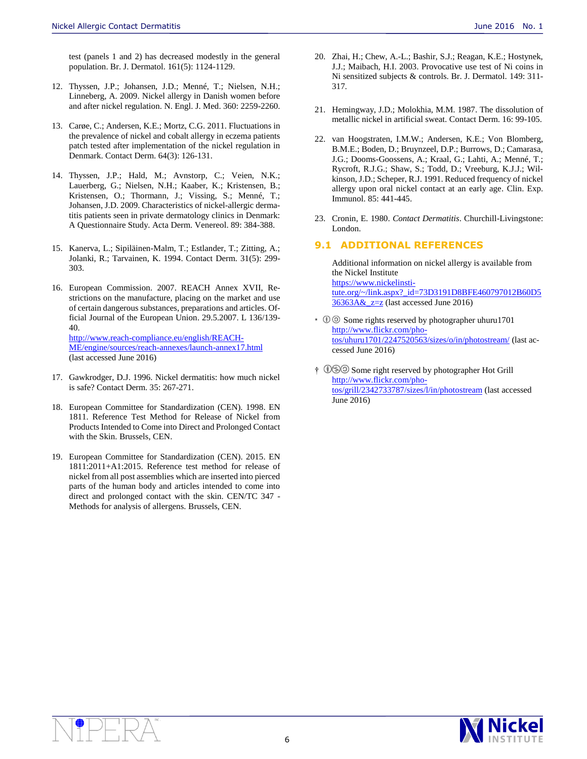test (panels 1 and 2) has decreased modestly in the general population. Br. J. Dermatol. 161(5): 1124-1129.

12. Thyssen, J.P.; Johansen, J.D.; Menné, T.; Nielsen, N.H.; Linneberg, A. 2009. Nickel allergy in Danish women before and after nickel regulation. N. Engl. J. Med. 360: 2259-2260.

13. Carøe, C.; Andersen, K.E.; Mortz, C.G. 2011. Fluctuations in the prevalence of nickel and cobalt allergy in eczema patients patch tested after implementation of the nickel regulation in Denmark. Contact Derm. 64(3): 126-131.

14. Thyssen, J.P.; Hald, M.; Avnstorp, C.; Veien, N.K.; Lauerberg, G.; Nielsen, N.H.; Kaaber, K.; Kristensen, B.; Kristensen, O.; Thormann, J.; Vissing, S.; Menné, T.; Johansen, J.D. 2009. Characteristics of nickel-allergic dermatitis patients seen in private dermatology clinics in Denmark: A Questionnaire Study. Acta Derm. Venereol. 89: 384-388.

15. Kanerva, L.; Sipiläinen-Malm, T.; Estlander, T.; Zitting, A.; Jolanki, R.; Tarvainen, K. 1994. Contact Derm. 31(5): 299-303.

16. European Commission. 2007. REACH Annex XVII, Restrictions on the manufacture, placing on the market and use of certain dangerous substances, preparations and articles. Official Journal of the European Union. 29.5.2007. L 136/139-40.
[http://www.reach-compliance.eu/english/REACH-ME/engine/sources/reach-annexes/launch-annex17.html](http://www.reach-compliance.eu/english/REACH-ME/engine/sources/reach-annexes/launch-annex17.html) (last accessed June 2016)

17. Gawkrodger, D.J. 1996. Nickel dermatitis: how much nickel is safe? Contact Derm. 35: 267-271.

18. European Committee for Standardization (CEN). 1998. EN 1811. Reference Test Method for Release of Nickel from Products Intended to Come into Direct and Prolonged Contact with the Skin. Brussels, CEN.

19. European Committee for Standardization (CEN). 2015. EN 1811:2011+A1:2015. Reference test method for release of nickel from all post assemblies which are inserted into pierced parts of the human body and articles intended to come into direct and prolonged contact with the skin. CEN/TC 347 - Methods for analysis of allergens. Brussels, CEN.

20. Zhai, H.; Chew, A.-L.; Bashir, S.J.; Reagan, K.E.; Hostynek, J.J.; Maibach, H.I. 2003. Provocative use test of Ni coins in Ni sensitized subjects & controls. Br. J. Dermatol. 149: 311-317.

21. Hemingway, J.D.; Molokhia, M.M. 1987. The dissolution of metallic nickel in artificial sweat. Contact Derm. 16: 99-105.

22. van Hoogstraten, I.M.W.; Andersen, K.E.; Von Blomberg, B.M.E.; Boden, D.; Bruynzeel, D.P.; Burrows, D.; Camarasa, J.G.; Dooms-Goossens, A.; Kraal, G.; Lahti, A.; Menné, T.; Rycroft, R.J.G.; Shaw, S.; Todd, D.; Vreeburg, K.J.J.; Wilkinson, J.D.; Scheper, R.J. 1991. Reduced frequency of nickel allergy upon oral nickel contact at an early age. Clin. Exp. Immunol. 85: 441-445.

23. Cronin, E. 1980. *Contact Dermatitis*. Churchill-Livingstone: London.

## 9.1 ADDITIONAL REFERENCES

Additional information on nickel allergy is available from the Nickel Institute
[https://www.nickelinstitute.org/~/link.aspx?_id=73D3191D8BFE460797012B60D536363A&_z=z](https://www.nickelinstitute.org/~/link.aspx?_id=73D3191D8BFE460797012B60D536363A&_z=z) (last accessed June 2016)

* Some rights reserved by photographer uhuru1701 [http://www.flickr.com/photos/uhuru1701/2247520563/sizes/o/in/photostream/](http://www.flickr.com/photos/uhuru1701/2247520563/sizes/o/in/photostream/) (last accessed June 2016)

† Some right reserved by photographer Hot Grill [http://www.flickr.com/photos/grill/2342733787/sizes/l/in/photostream](http://www.flickr.com/photos/grill/2342733787/sizes/l/in/photostream) (last accessed June 2016)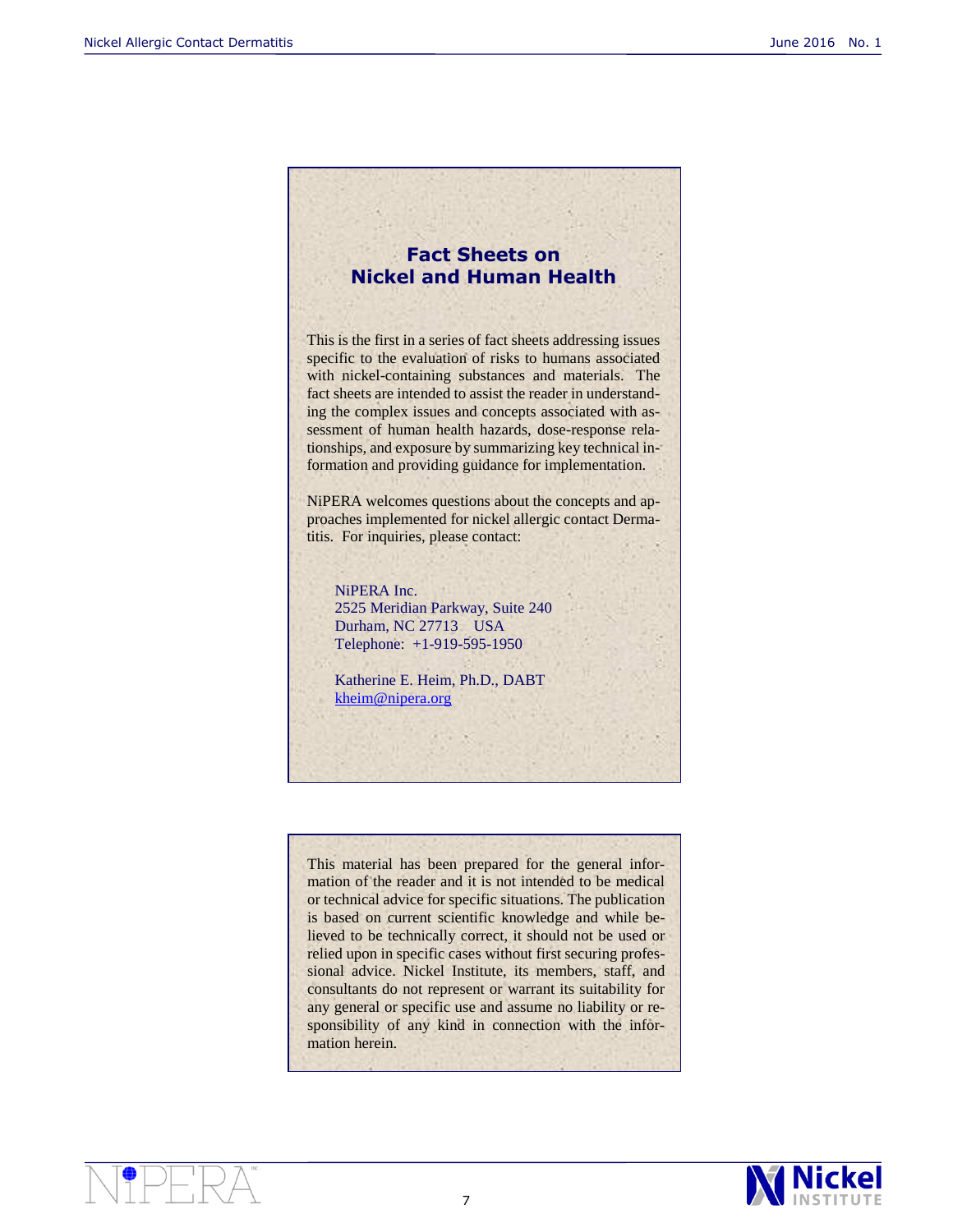## Fact Sheets on Nickel and Human Health

This is the first in a series of fact sheets addressing issues specific to the evaluation of risks to humans associated with nickel-containing substances and materials. The fact sheets are intended to assist the reader in understanding the complex issues and concepts associated with assessment of human health hazards, dose-response relationships, and exposure by summarizing key technical information and providing guidance for implementation.

NiPERA welcomes questions about the concepts and approaches implemented for nickel allergic contact Dermatitis. For inquiries, please contact:

NiPERA Inc.
2525 Meridian Parkway, Suite 240
Durham, NC 27713 USA
Telephone: +1-919-595-1950

Katherine E. Heim, Ph.D., DABT
kheim@nipera.org

This material has been prepared for the general information of the reader and it is not intended to be medical or technical advice for specific situations. The publication is based on current scientific knowledge and while believed to be technically correct, it should not be used or relied upon in specific cases without first securing professional advice. Nickel Institute, its members, staff, and consultants do not represent or warrant its suitability for any general or specific use and assume no liability or responsibility of any kind in connection with the information herein.